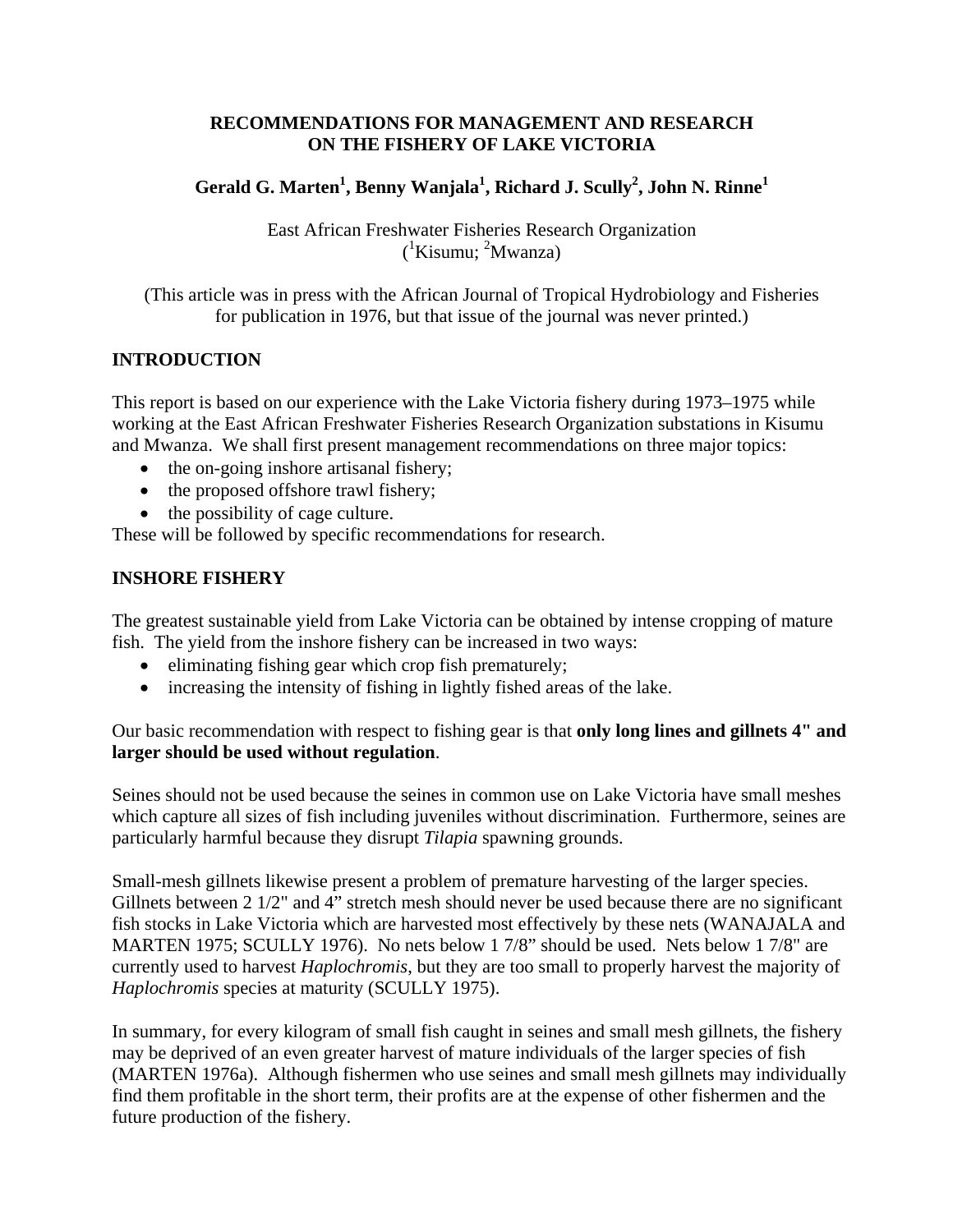# RECOMMENDATIONS FOR MANAGEMENT AND RESEARCH ON THE FISHERY OF LAKE VICTORIA

**Gerald G. Marten[1], Benny Wanjala[1], Richard J. Scully[2], John N. Rinne[1]**

East African Freshwater Fisheries Research Organization
([1]Kisumu; [2]Mwanza)

(This article was in press with the African Journal of Tropical Hydrobiology and Fisheries for publication in 1976, but that issue of the journal was never printed.)

## INTRODUCTION

This report is based on our experience with the Lake Victoria fishery during 1973–1975 while working at the East African Freshwater Fisheries Research Organization substations in Kisumu and Mwanza. We shall first present management recommendations on three major topics:

- the on-going inshore artisanal fishery;
- the proposed offshore trawl fishery;
- the possibility of cage culture.

These will be followed by specific recommendations for research.

## INSHORE FISHERY

The greatest sustainable yield from Lake Victoria can be obtained by intense cropping of mature fish. The yield from the inshore fishery can be increased in two ways:

- eliminating fishing gear which crop fish prematurely;
- increasing the intensity of fishing in lightly fished areas of the lake.

Our basic recommendation with respect to fishing gear is that **only long lines and gillnets 4" and larger should be used without regulation**.

Seines should not be used because the seines in common use on Lake Victoria have small meshes which capture all sizes of fish including juveniles without discrimination. Furthermore, seines are particularly harmful because they disrupt *Tilapia* spawning grounds.

Small-mesh gillnets likewise present a problem of premature harvesting of the larger species. Gillnets between 2 1/2" and 4" stretch mesh should never be used because there are no significant fish stocks in Lake Victoria which are harvested most effectively by these nets (WANAJALA and MARTEN 1975; SCULLY 1976). No nets below 1 7/8" should be used. Nets below 1 7/8" are currently used to harvest *Haplochromis*, but they are too small to properly harvest the majority of *Haplochromis* species at maturity (SCULLY 1975).

In summary, for every kilogram of small fish caught in seines and small mesh gillnets, the fishery may be deprived of an even greater harvest of mature individuals of the larger species of fish (MARTEN 1976a). Although fishermen who use seines and small mesh gillnets may individually find them profitable in the short term, their profits are at the expense of other fishermen and the future production of the fishery.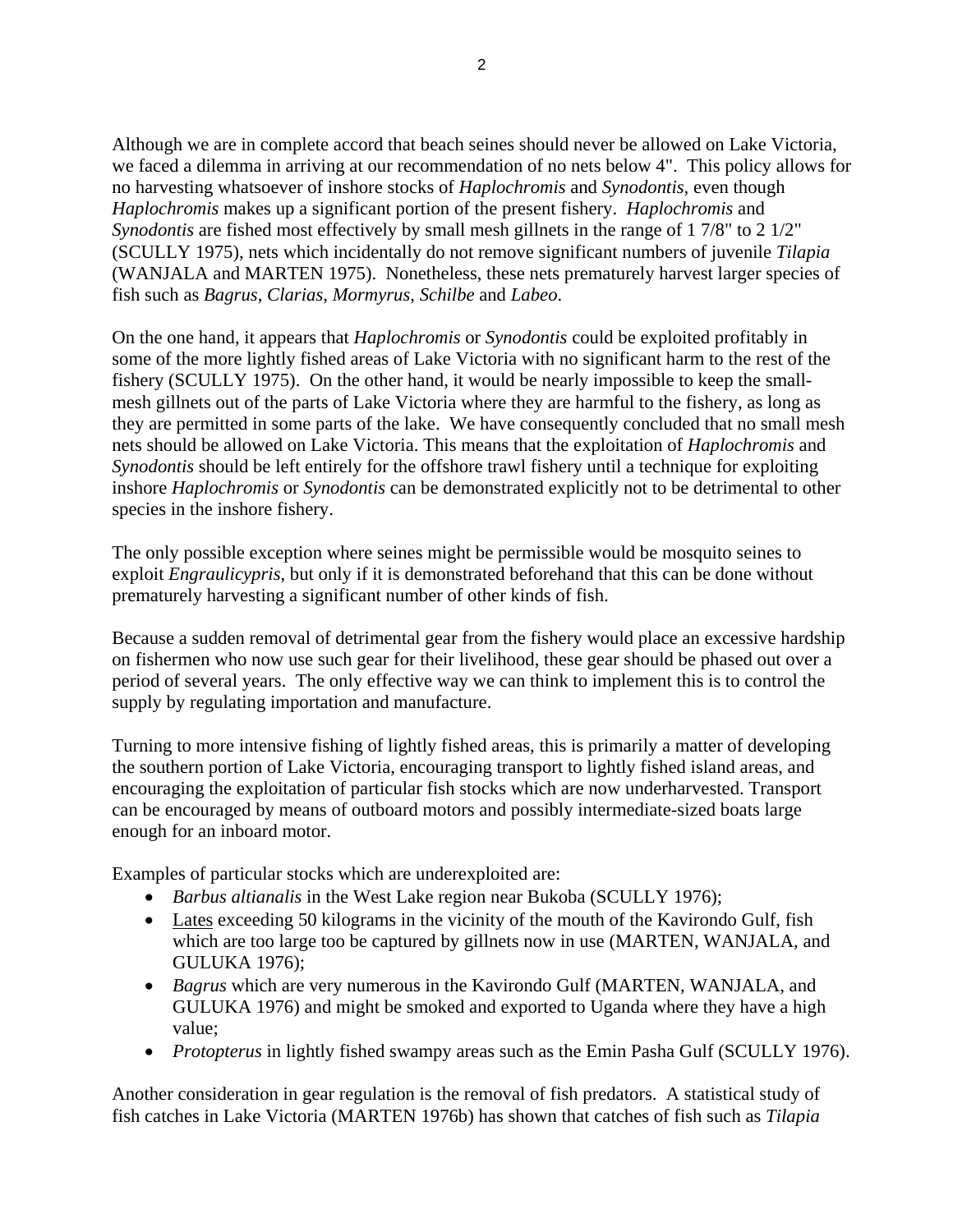Although we are in complete accord that beach seines should never be allowed on Lake Victoria, we faced a dilemma in arriving at our recommendation of no nets below 4". This policy allows for no harvesting whatsoever of inshore stocks of *Haplochromis* and *Synodontis*, even though *Haplochromis* makes up a significant portion of the present fishery. *Haplochromis* and *Synodontis* are fished most effectively by small mesh gillnets in the range of 1 7/8" to 2 1/2" (SCULLY 1975), nets which incidentally do not remove significant numbers of juvenile *Tilapia* (WANJALA and MARTEN 1975). Nonetheless, these nets prematurely harvest larger species of fish such as *Bagrus*, *Clarias*, *Mormyrus*, *Schilbe* and *Labeo*.

On the one hand, it appears that *Haplochromis* or *Synodontis* could be exploited profitably in some of the more lightly fished areas of Lake Victoria with no significant harm to the rest of the fishery (SCULLY 1975). On the other hand, it would be nearly impossible to keep the small-mesh gillnets out of the parts of Lake Victoria where they are harmful to the fishery, as long as they are permitted in some parts of the lake. We have consequently concluded that no small mesh nets should be allowed on Lake Victoria. This means that the exploitation of *Haplochromis* and *Synodontis* should be left entirely for the offshore trawl fishery until a technique for exploiting inshore *Haplochromis* or *Synodontis* can be demonstrated explicitly not to be detrimental to other species in the inshore fishery.

The only possible exception where seines might be permissible would be mosquito seines to exploit *Engraulicypris*, but only if it is demonstrated beforehand that this can be done without prematurely harvesting a significant number of other kinds of fish.

Because a sudden removal of detrimental gear from the fishery would place an excessive hardship on fishermen who now use such gear for their livelihood, these gear should be phased out over a period of several years. The only effective way we can think to implement this is to control the supply by regulating importation and manufacture.

Turning to more intensive fishing of lightly fished areas, this is primarily a matter of developing the southern portion of Lake Victoria, encouraging transport to lightly fished island areas, and encouraging the exploitation of particular fish stocks which are now underharvested. Transport can be encouraged by means of outboard motors and possibly intermediate-sized boats large enough for an inboard motor.

Examples of particular stocks which are underexploited are:

- *Barbus altianalis* in the West Lake region near Bukoba (SCULLY 1976);
- Lates exceeding 50 kilograms in the vicinity of the mouth of the Kavirondo Gulf, fish which are too large too be captured by gillnets now in use (MARTEN, WANJALA, and GULUKA 1976);
- *Bagrus* which are very numerous in the Kavirondo Gulf (MARTEN, WANJALA, and GULUKA 1976) and might be smoked and exported to Uganda where they have a high value;
- *Protopterus* in lightly fished swampy areas such as the Emin Pasha Gulf (SCULLY 1976).

Another consideration in gear regulation is the removal of fish predators. A statistical study of fish catches in Lake Victoria (MARTEN 1976b) has shown that catches of fish such as *Tilapia*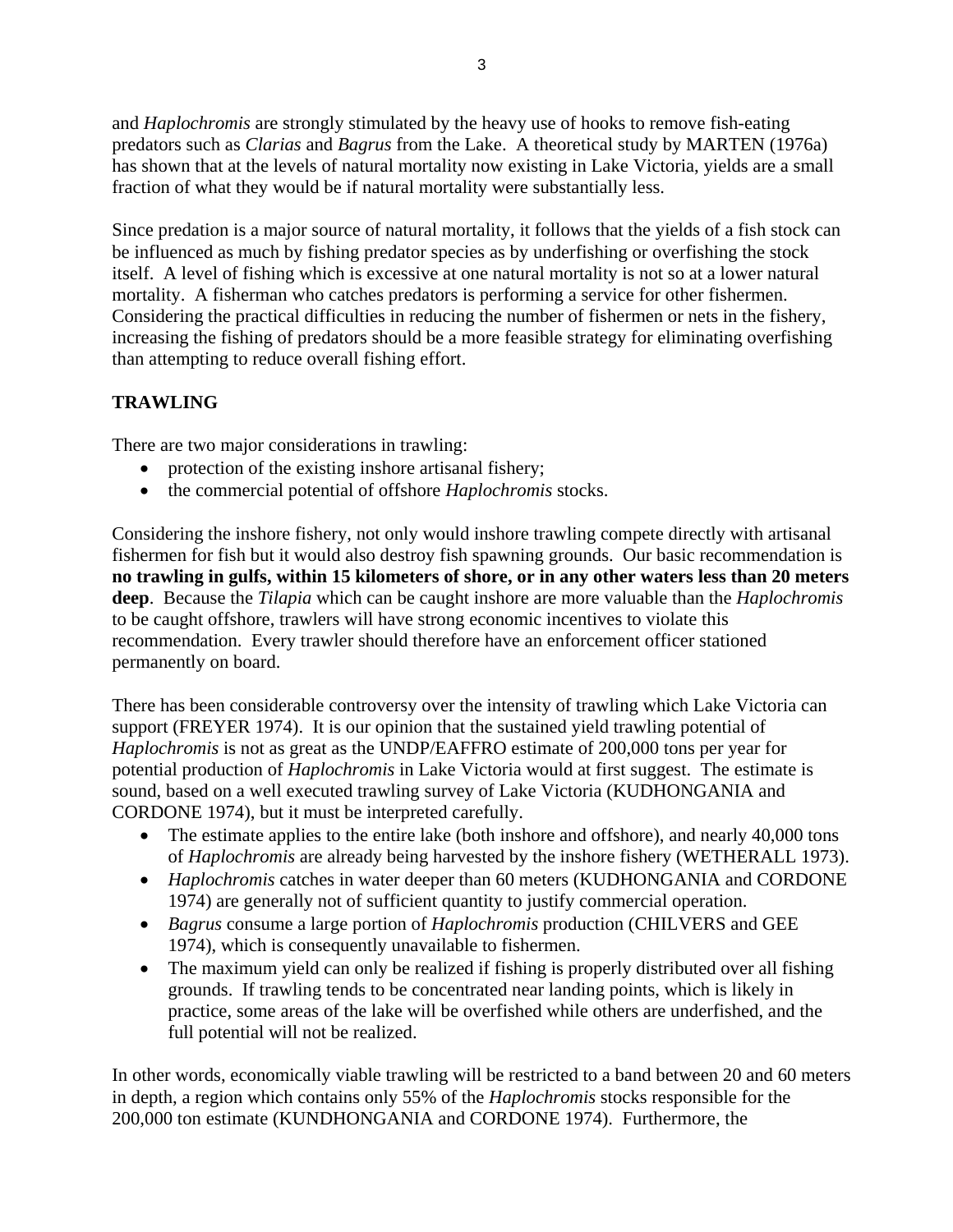and *Haplochromis* are strongly stimulated by the heavy use of hooks to remove fish-eating predators such as *Clarias* and *Bagrus* from the Lake. A theoretical study by MARTEN (1976a) has shown that at the levels of natural mortality now existing in Lake Victoria, yields are a small fraction of what they would be if natural mortality were substantially less.

Since predation is a major source of natural mortality, it follows that the yields of a fish stock can be influenced as much by fishing predator species as by underfishing or overfishing the stock itself. A level of fishing which is excessive at one natural mortality is not so at a lower natural mortality. A fisherman who catches predators is performing a service for other fishermen. Considering the practical difficulties in reducing the number of fishermen or nets in the fishery, increasing the fishing of predators should be a more feasible strategy for eliminating overfishing than attempting to reduce overall fishing effort.

## TRAWLING

There are two major considerations in trawling:

- protection of the existing inshore artisanal fishery;
- the commercial potential of offshore *Haplochromis* stocks.

Considering the inshore fishery, not only would inshore trawling compete directly with artisanal fishermen for fish but it would also destroy fish spawning grounds. Our basic recommendation is **no trawling in gulfs, within 15 kilometers of shore, or in any other waters less than 20 meters deep**. Because the *Tilapia* which can be caught inshore are more valuable than the *Haplochromis* to be caught offshore, trawlers will have strong economic incentives to violate this recommendation. Every trawler should therefore have an enforcement officer stationed permanently on board.

There has been considerable controversy over the intensity of trawling which Lake Victoria can support (FREYER 1974). It is our opinion that the sustained yield trawling potential of *Haplochromis* is not as great as the UNDP/EAFFRO estimate of 200,000 tons per year for potential production of *Haplochromis* in Lake Victoria would at first suggest. The estimate is sound, based on a well executed trawling survey of Lake Victoria (KUDHONGANIA and CORDONE 1974), but it must be interpreted carefully.

- The estimate applies to the entire lake (both inshore and offshore), and nearly 40,000 tons of *Haplochromis* are already being harvested by the inshore fishery (WETHERALL 1973).
- *Haplochromis* catches in water deeper than 60 meters (KUDHONGANIA and CORDONE 1974) are generally not of sufficient quantity to justify commercial operation.
- *Bagrus* consume a large portion of *Haplochromis* production (CHILVERS and GEE 1974), which is consequently unavailable to fishermen.
- The maximum yield can only be realized if fishing is properly distributed over all fishing grounds. If trawling tends to be concentrated near landing points, which is likely in practice, some areas of the lake will be overfished while others are underfished, and the full potential will not be realized.

In other words, economically viable trawling will be restricted to a band between 20 and 60 meters in depth, a region which contains only 55% of the *Haplochromis* stocks responsible for the 200,000 ton estimate (KUNDHONGANIA and CORDONE 1974). Furthermore, the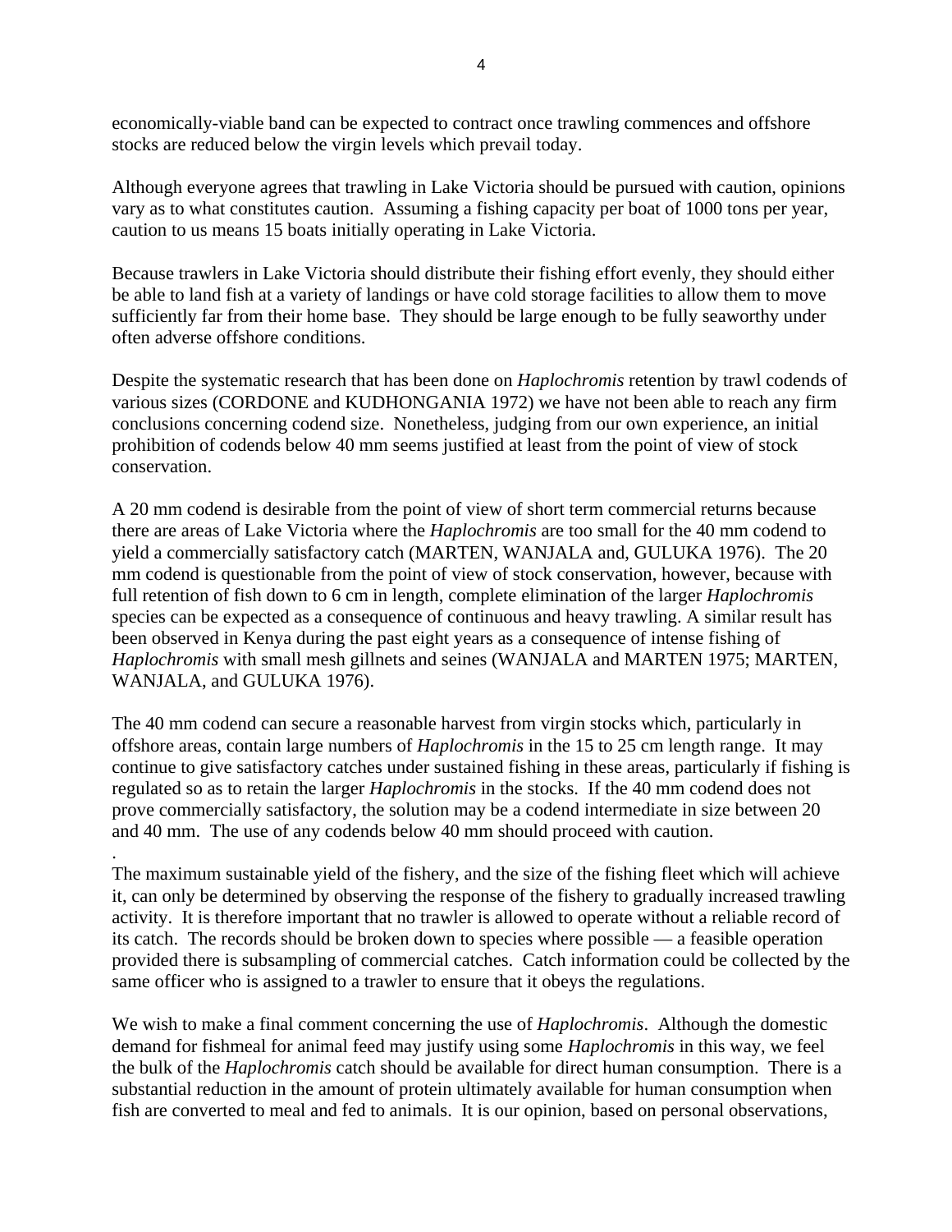economically-viable band can be expected to contract once trawling commences and offshore stocks are reduced below the virgin levels which prevail today.

Although everyone agrees that trawling in Lake Victoria should be pursued with caution, opinions vary as to what constitutes caution. Assuming a fishing capacity per boat of 1000 tons per year, caution to us means 15 boats initially operating in Lake Victoria.

Because trawlers in Lake Victoria should distribute their fishing effort evenly, they should either be able to land fish at a variety of landings or have cold storage facilities to allow them to move sufficiently far from their home base. They should be large enough to be fully seaworthy under often adverse offshore conditions.

Despite the systematic research that has been done on *Haplochromis* retention by trawl codends of various sizes (CORDONE and KUDHONGANIA 1972) we have not been able to reach any firm conclusions concerning codend size. Nonetheless, judging from our own experience, an initial prohibition of codends below 40 mm seems justified at least from the point of view of stock conservation.

A 20 mm codend is desirable from the point of view of short term commercial returns because there are areas of Lake Victoria where the *Haplochromis* are too small for the 40 mm codend to yield a commercially satisfactory catch (MARTEN, WANJALA and, GULUKA 1976). The 20 mm codend is questionable from the point of view of stock conservation, however, because with full retention of fish down to 6 cm in length, complete elimination of the larger *Haplochromis* species can be expected as a consequence of continuous and heavy trawling. A similar result has been observed in Kenya during the past eight years as a consequence of intense fishing of *Haplochromis* with small mesh gillnets and seines (WANJALA and MARTEN 1975; MARTEN, WANJALA, and GULUKA 1976).

The 40 mm codend can secure a reasonable harvest from virgin stocks which, particularly in offshore areas, contain large numbers of *Haplochromis* in the 15 to 25 cm length range. It may continue to give satisfactory catches under sustained fishing in these areas, particularly if fishing is regulated so as to retain the larger *Haplochromis* in the stocks. If the 40 mm codend does not prove commercially satisfactory, the solution may be a codend intermediate in size between 20 and 40 mm. The use of any codends below 40 mm should proceed with caution.

The maximum sustainable yield of the fishery, and the size of the fishing fleet which will achieve it, can only be determined by observing the response of the fishery to gradually increased trawling activity. It is therefore important that no trawler is allowed to operate without a reliable record of its catch. The records should be broken down to species where possible — a feasible operation provided there is subsampling of commercial catches. Catch information could be collected by the same officer who is assigned to a trawler to ensure that it obeys the regulations.

We wish to make a final comment concerning the use of *Haplochromis*. Although the domestic demand for fishmeal for animal feed may justify using some *Haplochromis* in this way, we feel the bulk of the *Haplochromis* catch should be available for direct human consumption. There is a substantial reduction in the amount of protein ultimately available for human consumption when fish are converted to meal and fed to animals. It is our opinion, based on personal observations,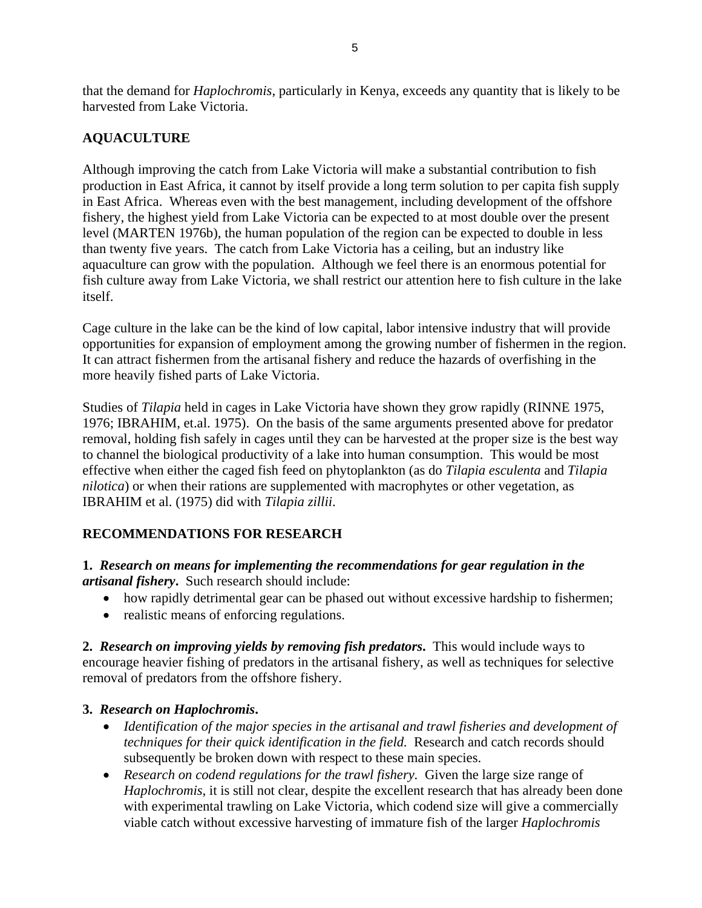that the demand for *Haplochromis*, particularly in Kenya, exceeds any quantity that is likely to be harvested from Lake Victoria.

## AQUACULTURE

Although improving the catch from Lake Victoria will make a substantial contribution to fish production in East Africa, it cannot by itself provide a long term solution to per capita fish supply in East Africa. Whereas even with the best management, including development of the offshore fishery, the highest yield from Lake Victoria can be expected to at most double over the present level (MARTEN 1976b), the human population of the region can be expected to double in less than twenty five years. The catch from Lake Victoria has a ceiling, but an industry like aquaculture can grow with the population. Although we feel there is an enormous potential for fish culture away from Lake Victoria, we shall restrict our attention here to fish culture in the lake itself.

Cage culture in the lake can be the kind of low capital, labor intensive industry that will provide opportunities for expansion of employment among the growing number of fishermen in the region. It can attract fishermen from the artisanal fishery and reduce the hazards of overfishing in the more heavily fished parts of Lake Victoria.

Studies of *Tilapia* held in cages in Lake Victoria have shown they grow rapidly (RINNE 1975, 1976; IBRAHIM, et.al. 1975). On the basis of the same arguments presented above for predator removal, holding fish safely in cages until they can be harvested at the proper size is the best way to channel the biological productivity of a lake into human consumption. This would be most effective when either the caged fish feed on phytoplankton (as do *Tilapia esculenta* and *Tilapia nilotica*) or when their rations are supplemented with macrophytes or other vegetation, as IBRAHIM et al. (1975) did with *Tilapia zillii*.

## RECOMMENDATIONS FOR RESEARCH

**1.** ***Research on means for implementing the recommendations for gear regulation in the artisanal fishery*.** Such research should include:

- how rapidly detrimental gear can be phased out without excessive hardship to fishermen;
- realistic means of enforcing regulations.

**2.** ***Research on improving yields by removing fish predators*.** This would include ways to encourage heavier fishing of predators in the artisanal fishery, as well as techniques for selective removal of predators from the offshore fishery.

**3.** ***Research on Haplochromis*.**

- *Identification of the major species in the artisanal and trawl fisheries and development of techniques for their quick identification in the field.* Research and catch records should subsequently be broken down with respect to these main species.
- *Research on codend regulations for the trawl fishery.* Given the large size range of *Haplochromis*, it is still not clear, despite the excellent research that has already been done with experimental trawling on Lake Victoria, which codend size will give a commercially viable catch without excessive harvesting of immature fish of the larger *Haplochromis*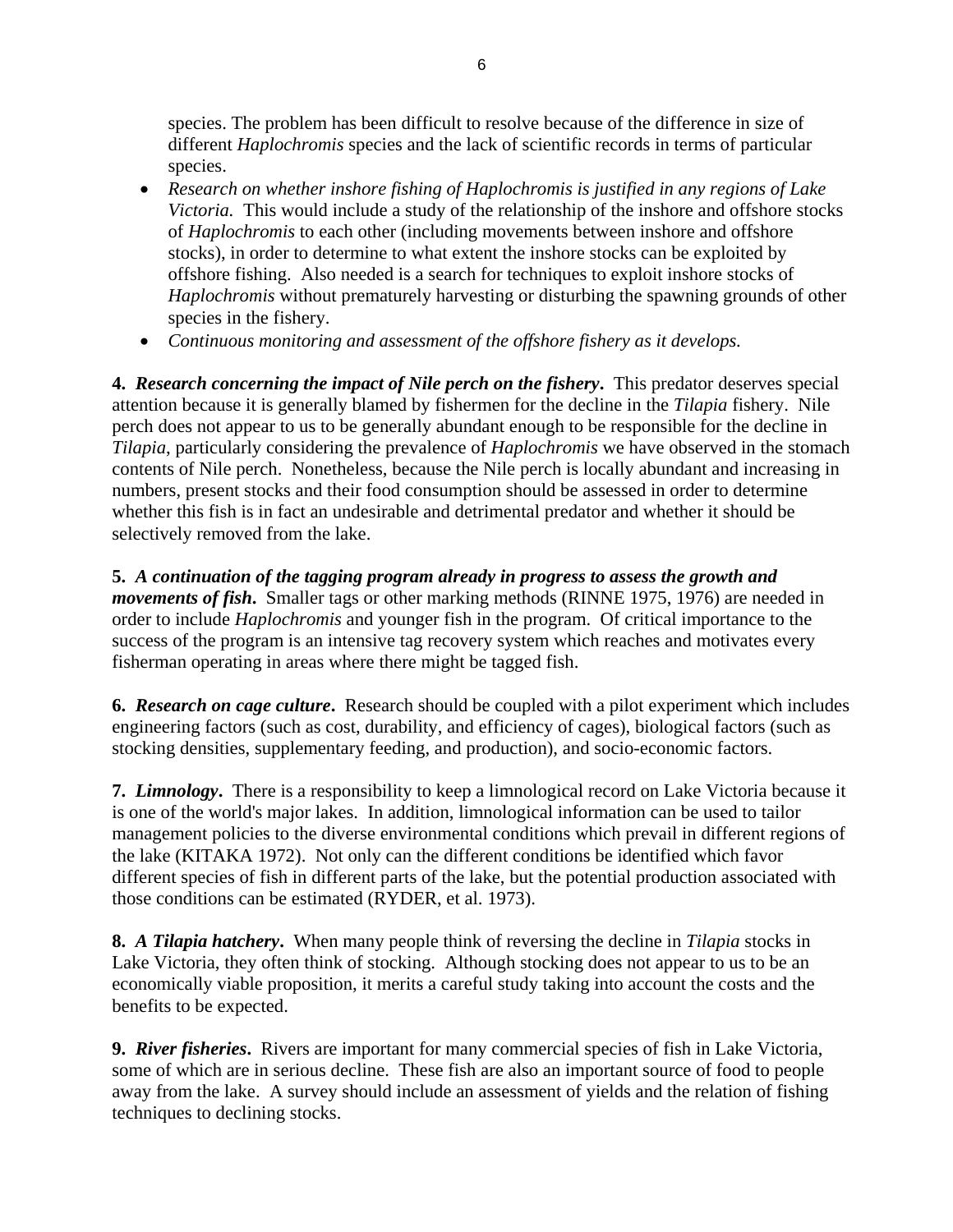species. The problem has been difficult to resolve because of the difference in size of different *Haplochromis* species and the lack of scientific records in terms of particular species.

- *Research on whether inshore fishing of Haplochromis is justified in any regions of Lake Victoria.* This would include a study of the relationship of the inshore and offshore stocks of *Haplochromis* to each other (including movements between inshore and offshore stocks), in order to determine to what extent the inshore stocks can be exploited by offshore fishing. Also needed is a search for techniques to exploit inshore stocks of *Haplochromis* without prematurely harvesting or disturbing the spawning grounds of other species in the fishery.
- *Continuous monitoring and assessment of the offshore fishery as it develops.*

**4. *Research concerning the impact of Nile perch on the fishery*.** This predator deserves special attention because it is generally blamed by fishermen for the decline in the *Tilapia* fishery. Nile perch does not appear to us to be generally abundant enough to be responsible for the decline in *Tilapia*, particularly considering the prevalence of *Haplochromis* we have observed in the stomach contents of Nile perch. Nonetheless, because the Nile perch is locally abundant and increasing in numbers, present stocks and their food consumption should be assessed in order to determine whether this fish is in fact an undesirable and detrimental predator and whether it should be selectively removed from the lake.

**5. *A continuation of the tagging program already in progress to assess the growth and movements of fish*.** Smaller tags or other marking methods (RINNE 1975, 1976) are needed in order to include *Haplochromis* and younger fish in the program. Of critical importance to the success of the program is an intensive tag recovery system which reaches and motivates every fisherman operating in areas where there might be tagged fish.

**6. *Research on cage culture*.** Research should be coupled with a pilot experiment which includes engineering factors (such as cost, durability, and efficiency of cages), biological factors (such as stocking densities, supplementary feeding, and production), and socio-economic factors.

**7. *Limnology*.** There is a responsibility to keep a limnological record on Lake Victoria because it is one of the world's major lakes. In addition, limnological information can be used to tailor management policies to the diverse environmental conditions which prevail in different regions of the lake (KITAKA 1972). Not only can the different conditions be identified which favor different species of fish in different parts of the lake, but the potential production associated with those conditions can be estimated (RYDER, et al. 1973).

**8. *A Tilapia hatchery*.** When many people think of reversing the decline in *Tilapia* stocks in Lake Victoria, they often think of stocking. Although stocking does not appear to us to be an economically viable proposition, it merits a careful study taking into account the costs and the benefits to be expected.

**9. *River fisheries*.** Rivers are important for many commercial species of fish in Lake Victoria, some of which are in serious decline. These fish are also an important source of food to people away from the lake. A survey should include an assessment of yields and the relation of fishing techniques to declining stocks.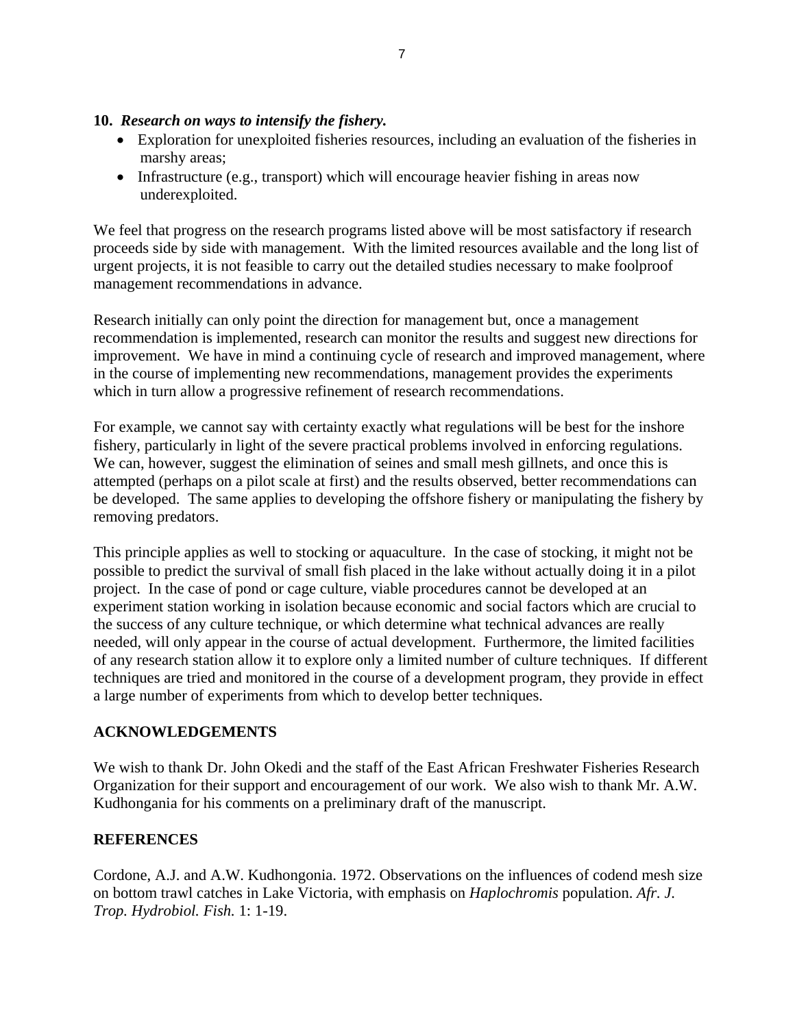**10.** ***Research on ways to intensify the fishery.***

- Exploration for unexploited fisheries resources, including an evaluation of the fisheries in marshy areas;
- Infrastructure (e.g., transport) which will encourage heavier fishing in areas now underexploited.

We feel that progress on the research programs listed above will be most satisfactory if research proceeds side by side with management. With the limited resources available and the long list of urgent projects, it is not feasible to carry out the detailed studies necessary to make foolproof management recommendations in advance.

Research initially can only point the direction for management but, once a management recommendation is implemented, research can monitor the results and suggest new directions for improvement. We have in mind a continuing cycle of research and improved management, where in the course of implementing new recommendations, management provides the experiments which in turn allow a progressive refinement of research recommendations.

For example, we cannot say with certainty exactly what regulations will be best for the inshore fishery, particularly in light of the severe practical problems involved in enforcing regulations. We can, however, suggest the elimination of seines and small mesh gillnets, and once this is attempted (perhaps on a pilot scale at first) and the results observed, better recommendations can be developed. The same applies to developing the offshore fishery or manipulating the fishery by removing predators.

This principle applies as well to stocking or aquaculture. In the case of stocking, it might not be possible to predict the survival of small fish placed in the lake without actually doing it in a pilot project. In the case of pond or cage culture, viable procedures cannot be developed at an experiment station working in isolation because economic and social factors which are crucial to the success of any culture technique, or which determine what technical advances are really needed, will only appear in the course of actual development. Furthermore, the limited facilities of any research station allow it to explore only a limited number of culture techniques. If different techniques are tried and monitored in the course of a development program, they provide in effect a large number of experiments from which to develop better techniques.

## ACKNOWLEDGEMENTS

We wish to thank Dr. John Okedi and the staff of the East African Freshwater Fisheries Research Organization for their support and encouragement of our work. We also wish to thank Mr. A.W. Kudhongania for his comments on a preliminary draft of the manuscript.

## REFERENCES

Cordone, A.J. and A.W. Kudhongonia. 1972. Observations on the influences of codend mesh size on bottom trawl catches in Lake Victoria, with emphasis on *Haplochromis* population. *Afr. J. Trop. Hydrobiol. Fish.* 1: 1-19.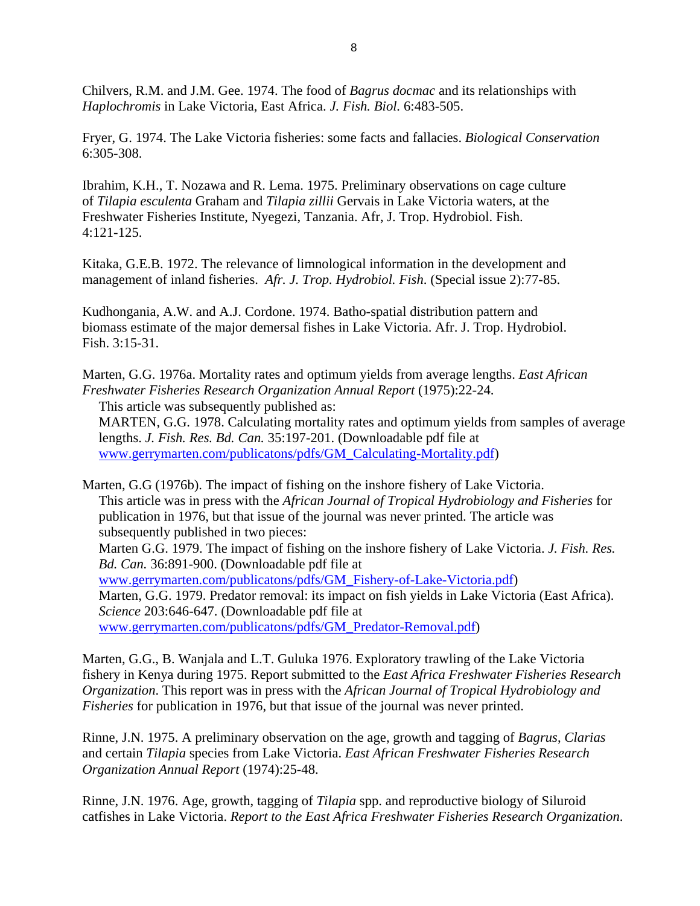Chilvers, R.M. and J.M. Gee. 1974. The food of *Bagrus docmac* and its relationships with *Haplochromis* in Lake Victoria, East Africa. *J. Fish. Biol.* 6:483-505.

Fryer, G. 1974. The Lake Victoria fisheries: some facts and fallacies. *Biological Conservation* 6:305-308.

Ibrahim, K.H., T. Nozawa and R. Lema. 1975. Preliminary observations on cage culture of *Tilapia esculenta* Graham and *Tilapia zillii* Gervais in Lake Victoria waters, at the Freshwater Fisheries Institute, Nyegezi, Tanzania. Afr, J. Trop. Hydrobiol. Fish. 4:121-125.

Kitaka, G.E.B. 1972. The relevance of limnological information in the development and management of inland fisheries. *Afr. J. Trop. Hydrobiol. Fish.* (Special issue 2):77-85.

Kudhongania, A.W. and A.J. Cordone. 1974. Batho-spatial distribution pattern and biomass estimate of the major demersal fishes in Lake Victoria. Afr. J. Trop. Hydrobiol. Fish. 3:15-31.

Marten, G.G. 1976a. Mortality rates and optimum yields from average lengths. *East African Freshwater Fisheries Research Organization Annual Report* (1975):22-24.
This article was subsequently published as:
MARTEN, G.G. 1978. Calculating mortality rates and optimum yields from samples of average lengths. *J. Fish. Res. Bd. Can.* 35:197-201. (Downloadable pdf file at www.gerrymarten.com/publicatons/pdfs/GM_Calculating-Mortality.pdf)

Marten, G.G (1976b). The impact of fishing on the inshore fishery of Lake Victoria.
This article was in press with the *African Journal of Tropical Hydrobiology and Fisheries* for publication in 1976, but that issue of the journal was never printed. The article was subsequently published in two pieces:
Marten G.G. 1979. The impact of fishing on the inshore fishery of Lake Victoria. *J. Fish. Res. Bd. Can.* 36:891-900. (Downloadable pdf file at www.gerrymarten.com/publicatons/pdfs/GM_Fishery-of-Lake-Victoria.pdf)
Marten, G.G. 1979. Predator removal: its impact on fish yields in Lake Victoria (East Africa). *Science* 203:646-647. (Downloadable pdf file at www.gerrymarten.com/publicatons/pdfs/GM_Predator-Removal.pdf)

Marten, G.G., B. Wanjala and L.T. Guluka 1976. Exploratory trawling of the Lake Victoria fishery in Kenya during 1975. Report submitted to the *East Africa Freshwater Fisheries Research Organization*. This report was in press with the *African Journal of Tropical Hydrobiology and Fisheries* for publication in 1976, but that issue of the journal was never printed.

Rinne, J.N. 1975. A preliminary observation on the age, growth and tagging of *Bagrus*, *Clarias* and certain *Tilapia* species from Lake Victoria. *East African Freshwater Fisheries Research Organization Annual Report* (1974):25-48.

Rinne, J.N. 1976. Age, growth, tagging of *Tilapia* spp. and reproductive biology of Siluroid catfishes in Lake Victoria. *Report to the East Africa Freshwater Fisheries Research Organization*.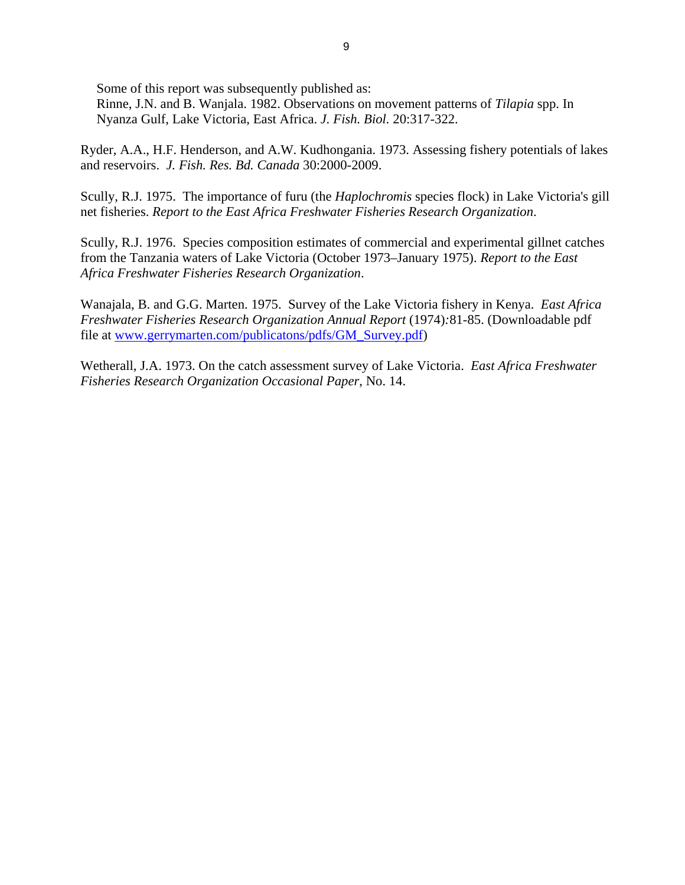Some of this report was subsequently published as:
Rinne, J.N. and B. Wanjala. 1982. Observations on movement patterns of *Tilapia* spp. In Nyanza Gulf, Lake Victoria, East Africa. *J. Fish. Biol.* 20:317-322.

Ryder, A.A., H.F. Henderson, and A.W. Kudhongania. 1973. Assessing fishery potentials of lakes and reservoirs. *J. Fish. Res. Bd. Canada* 30:2000-2009.

Scully, R.J. 1975. The importance of furu (the *Haplochromis* species flock) in Lake Victoria's gill net fisheries. *Report to the East Africa Freshwater Fisheries Research Organization*.

Scully, R.J. 1976. Species composition estimates of commercial and experimental gillnet catches from the Tanzania waters of Lake Victoria (October 1973–January 1975). *Report to the East Africa Freshwater Fisheries Research Organization*.

Wanajala, B. and G.G. Marten. 1975. Survey of the Lake Victoria fishery in Kenya. *East Africa Freshwater Fisheries Research Organization Annual Report* (1974):81-85. (Downloadable pdf file at [www.gerrymarten.com/publicatons/pdfs/GM_Survey.pdf](www.gerrymarten.com/publicatons/pdfs/GM_Survey.pdf))

Wetherall, J.A. 1973. On the catch assessment survey of Lake Victoria. *East Africa Freshwater Fisheries Research Organization Occasional Paper*, No. 14.